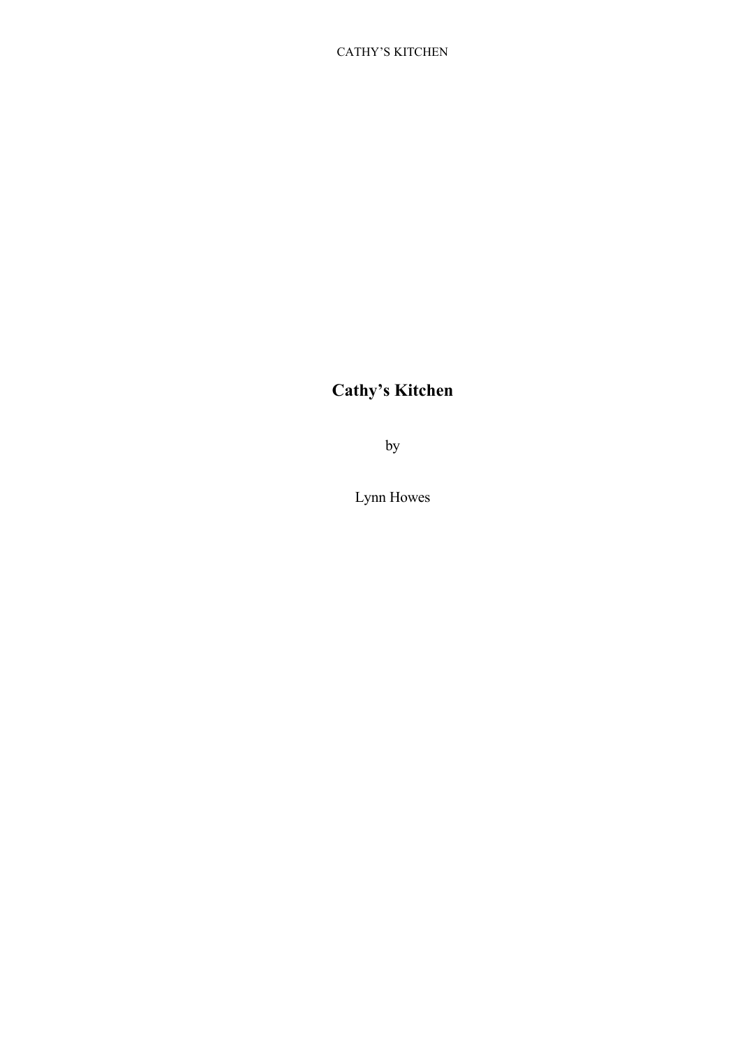# Cathy's Kitchen

by

Lynn Howes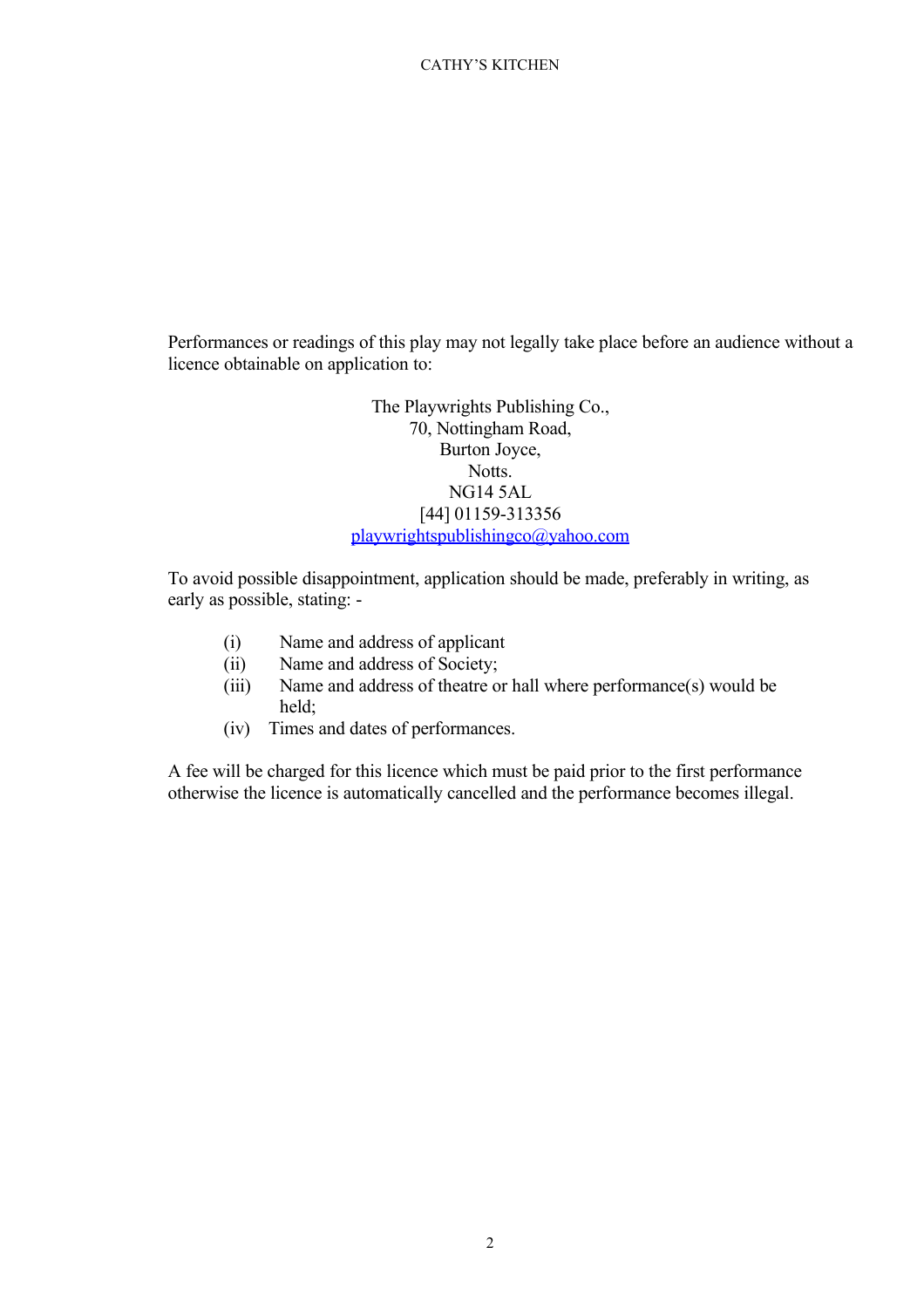Performances or readings of this play may not legally take place before an audience without a licence obtainable on application to:

The Playwrights Publishing Co.,
70, Nottingham Road,
Burton Joyce,
Notts.
NG14 5AL
[44] 01159-313356
playwrightspublishingco@yahoo.com

To avoid possible disappointment, application should be made, preferably in writing, as early as possible, stating: -

(i) Name and address of applicant
(ii) Name and address of Society;
(iii) Name and address of theatre or hall where performance(s) would be held;
(iv) Times and dates of performances.

A fee will be charged for this licence which must be paid prior to the first performance otherwise the licence is automatically cancelled and the performance becomes illegal.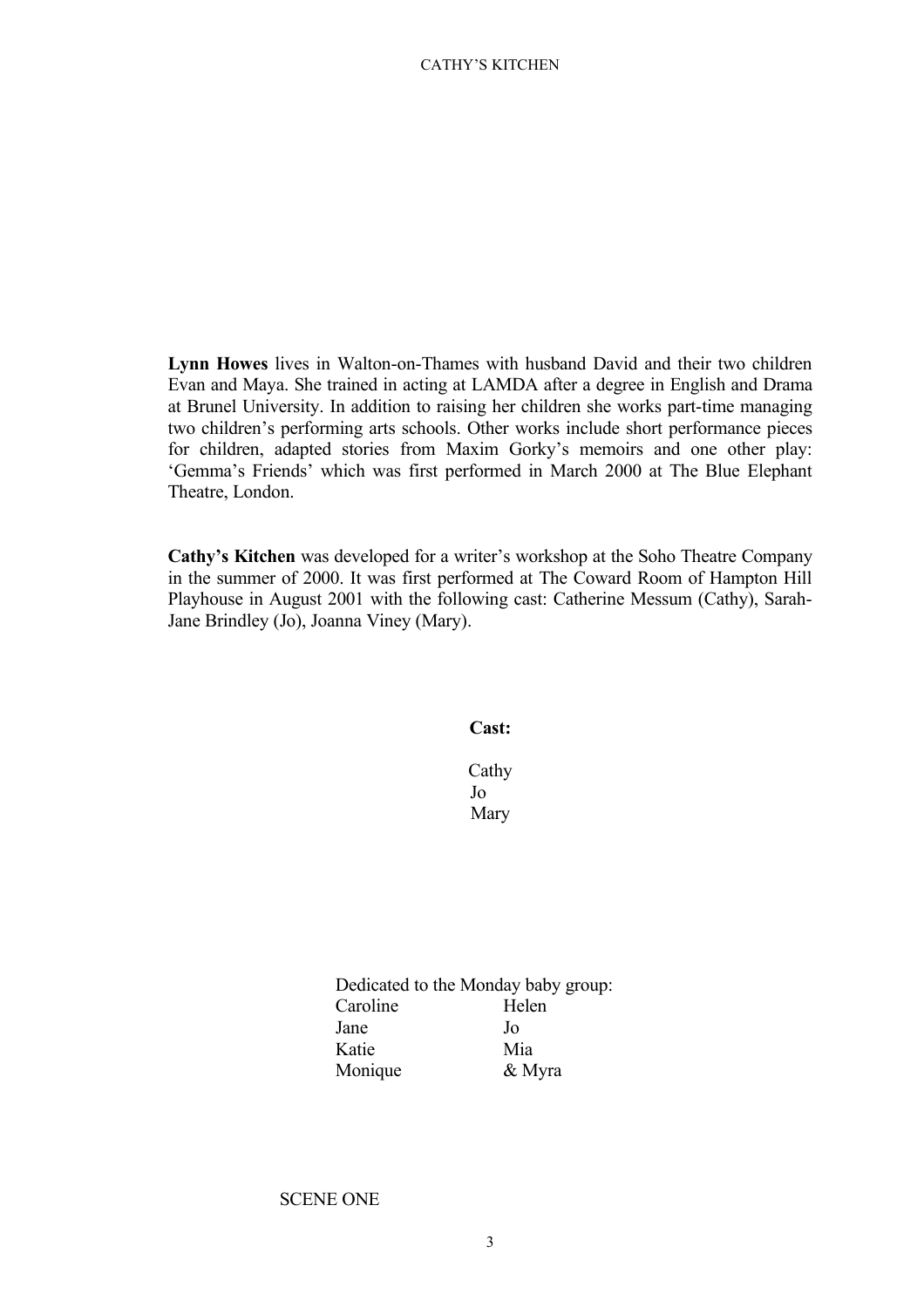**Lynn Howes** lives in Walton-on-Thames with husband David and their two children Evan and Maya. She trained in acting at LAMDA after a degree in English and Drama at Brunel University. In addition to raising her children she works part-time managing two children's performing arts schools. Other works include short performance pieces for children, adapted stories from Maxim Gorky's memoirs and one other play: 'Gemma's Friends' which was first performed in March 2000 at The Blue Elephant Theatre, London.

**Cathy's Kitchen** was developed for a writer's workshop at the Soho Theatre Company in the summer of 2000. It was first performed at The Coward Room of Hampton Hill Playhouse in August 2001 with the following cast: Catherine Messum (Cathy), Sarah-Jane Brindley (Jo), Joanna Viney (Mary).

**Cast:**

Cathy
Jo
Mary

Dedicated to the Monday baby group:

| | |
|---|---|
| Caroline | Helen |
| Jane | Jo |
| Katie | Mia |
| Monique | & Myra |

SCENE ONE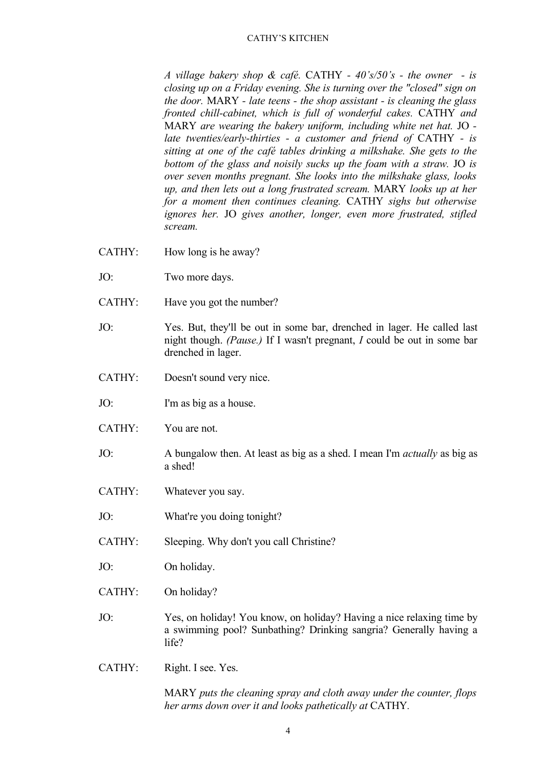*A village bakery shop & café.* CATHY *- 40's/50's - the owner - is closing up on a Friday evening. She is turning over the "closed" sign on the door.* MARY *- late teens - the shop assistant - is cleaning the glass fronted chill-cabinet, which is full of wonderful cakes.* CATHY *and* MARY *are wearing the bakery uniform, including white net hat.* JO *- late twenties/early-thirties - a customer and friend of* CATHY *- is sitting at one of the café tables drinking a milkshake. She gets to the bottom of the glass and noisily sucks up the foam with a straw.* JO *is over seven months pregnant. She looks into the milkshake glass, looks up, and then lets out a long frustrated scream.* MARY *looks up at her for a moment then continues cleaning.* CATHY *sighs but otherwise ignores her.* JO *gives another, longer, even more frustrated, stifled scream.*

CATHY: How long is he away?

JO: Two more days.

CATHY: Have you got the number?

JO: Yes. But, they'll be out in some bar, drenched in lager. He called last night though. *(Pause.)* If I wasn't pregnant, *I* could be out in some bar drenched in lager.

CATHY: Doesn't sound very nice.

JO: I'm as big as a house.

CATHY: You are not.

JO: A bungalow then. At least as big as a shed. I mean I'm *actually* as big as a shed!

CATHY: Whatever you say.

JO: What're you doing tonight?

CATHY: Sleeping. Why don't you call Christine?

JO: On holiday.

CATHY: On holiday?

JO: Yes, on holiday! You know, on holiday? Having a nice relaxing time by a swimming pool? Sunbathing? Drinking sangria? Generally having a life?

CATHY: Right. I see. Yes.

MARY *puts the cleaning spray and cloth away under the counter, flops her arms down over it and looks pathetically at* CATHY.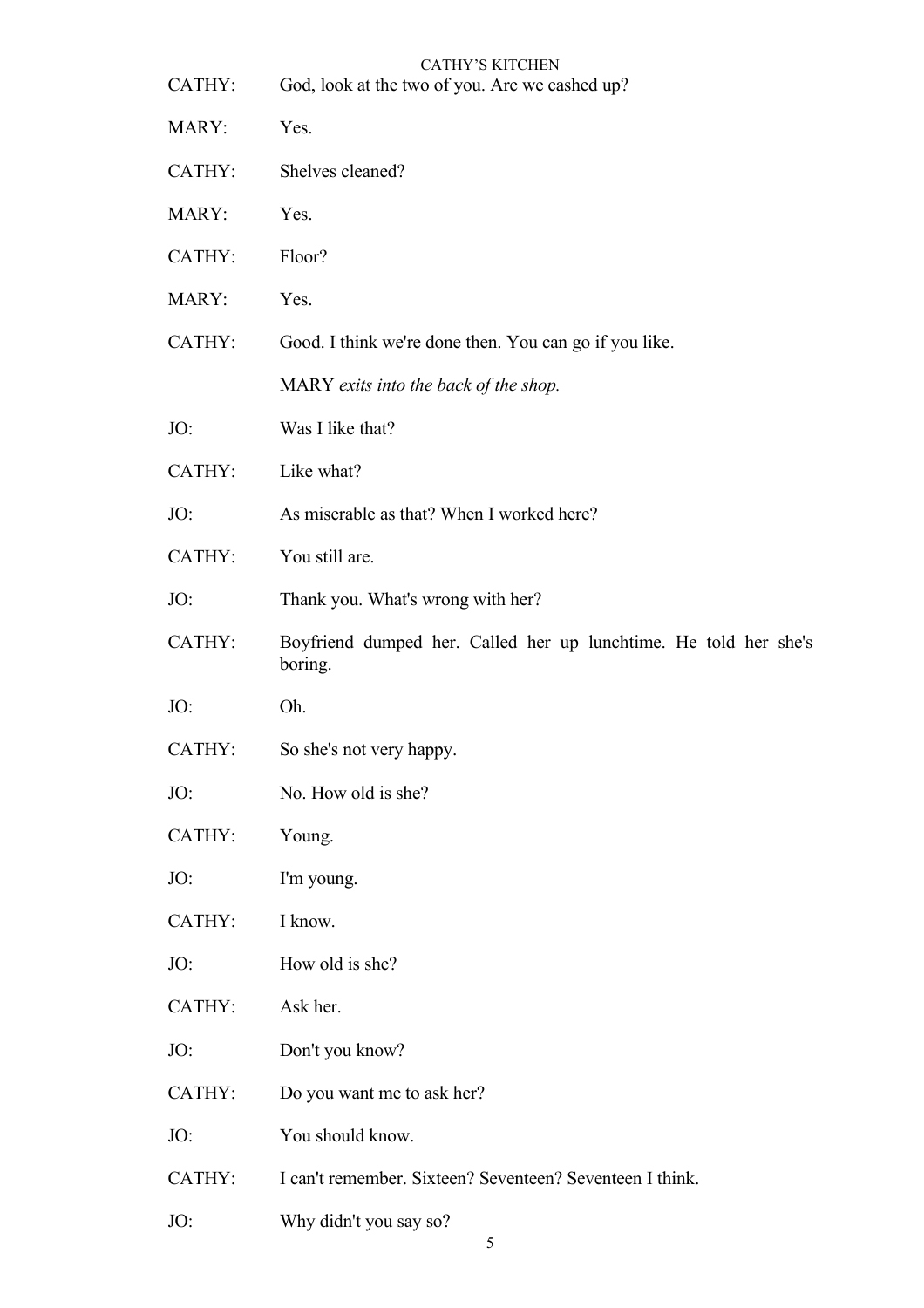CATHY: God, look at the two of you. Are we cashed up?

MARY: Yes.

CATHY: Shelves cleaned?

MARY: Yes.

CATHY: Floor?

MARY: Yes.

CATHY: Good. I think we're done then. You can go if you like.

MARY *exits into the back of the shop.*

JO: Was I like that?

CATHY: Like what?

JO: As miserable as that? When I worked here?

CATHY: You still are.

JO: Thank you. What's wrong with her?

CATHY: Boyfriend dumped her. Called her up lunchtime. He told her she's boring.

JO: Oh.

CATHY: So she's not very happy.

JO: No. How old is she?

CATHY: Young.

JO: I'm young.

CATHY: I know.

JO: How old is she?

CATHY: Ask her.

JO: Don't you know?

CATHY: Do you want me to ask her?

JO: You should know.

CATHY: I can't remember. Sixteen? Seventeen? Seventeen I think.

JO: Why didn't you say so?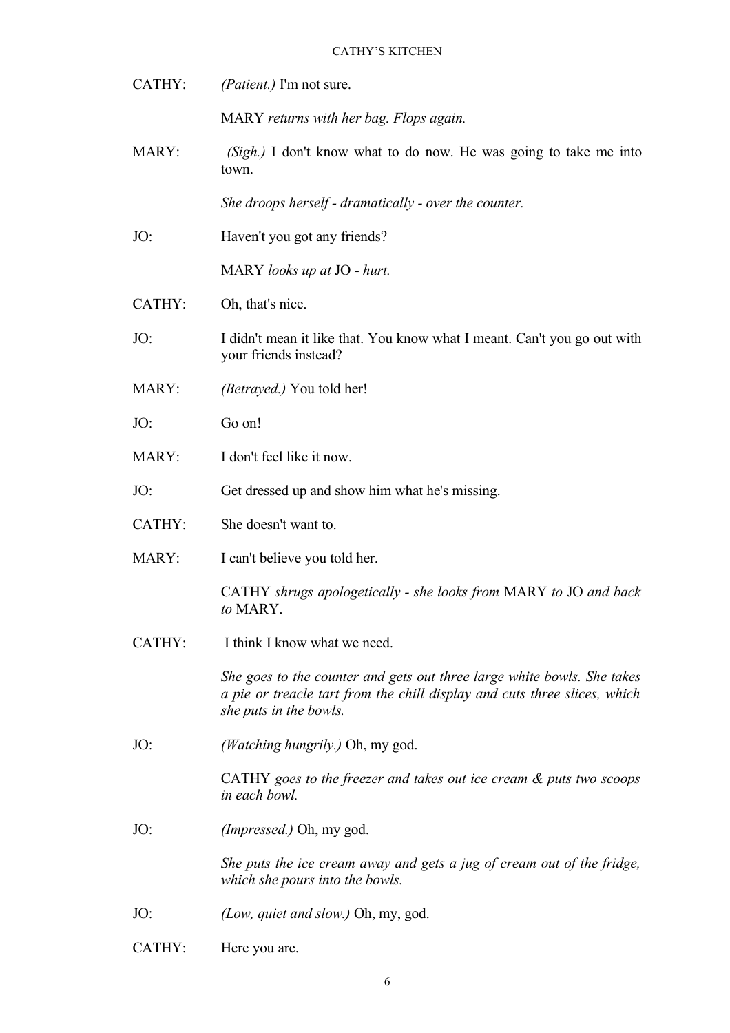CATHY: *(Patient.)* I'm not sure.

MARY *returns with her bag. Flops again.*

MARY: *(Sigh.)* I don't know what to do now. He was going to take me into town.

*She droops herself - dramatically - over the counter.*

JO: Haven't you got any friends?

MARY *looks up at* JO *- hurt.*

CATHY: Oh, that's nice.

JO: I didn't mean it like that. You know what I meant. Can't you go out with your friends instead?

MARY: *(Betrayed.)* You told her!

JO: Go on!

MARY: I don't feel like it now.

JO: Get dressed up and show him what he's missing.

CATHY: She doesn't want to.

MARY: I can't believe you told her.

CATHY *shrugs apologetically - she looks from* MARY *to* JO *and back to* MARY.

CATHY: I think I know what we need.

*She goes to the counter and gets out three large white bowls. She takes a pie or treacle tart from the chill display and cuts three slices, which she puts in the bowls.*

JO: *(Watching hungrily.)* Oh, my god.

CATHY *goes to the freezer and takes out ice cream & puts two scoops in each bowl.*

JO: *(Impressed.)* Oh, my god.

*She puts the ice cream away and gets a jug of cream out of the fridge, which she pours into the bowls.*

JO: *(Low, quiet and slow.)* Oh, my, god.

CATHY: Here you are.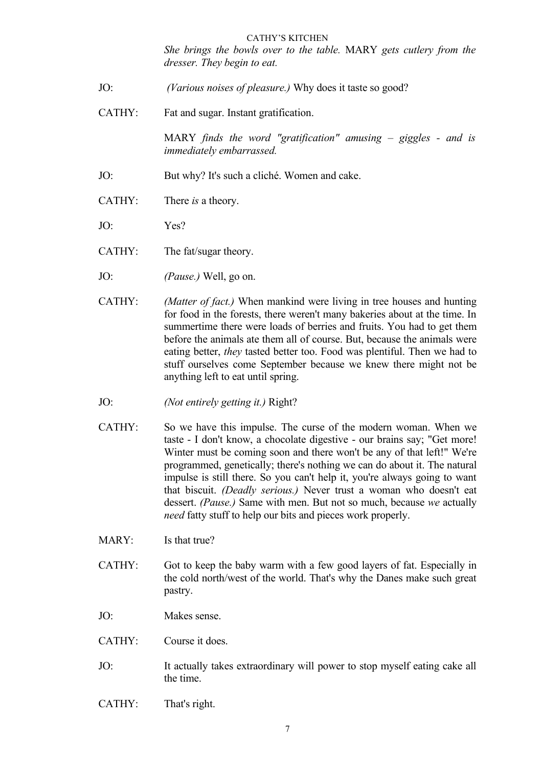*She brings the bowls over to the table.* MARY *gets cutlery from the dresser. They begin to eat.*

JO: *(Various noises of pleasure.)* Why does it taste so good?

CATHY: Fat and sugar. Instant gratification.

MARY *finds the word "gratification" amusing – giggles - and is immediately embarrassed.*

JO: But why? It's such a cliché. Women and cake.

CATHY: There *is* a theory.

JO: Yes?

CATHY: The fat/sugar theory.

JO: *(Pause.)* Well, go on.

CATHY: *(Matter of fact.)* When mankind were living in tree houses and hunting for food in the forests, there weren't many bakeries about at the time. In summertime there were loads of berries and fruits. You had to get them before the animals ate them all of course. But, because the animals were eating better, *they* tasted better too. Food was plentiful. Then we had to stuff ourselves come September because we knew there might not be anything left to eat until spring.

JO: *(Not entirely getting it.)* Right?

CATHY: So we have this impulse. The curse of the modern woman. When we taste - I don't know, a chocolate digestive - our brains say; "Get more! Winter must be coming soon and there won't be any of that left!" We're programmed, genetically; there's nothing we can do about it. The natural impulse is still there. So you can't help it, you're always going to want that biscuit. *(Deadly serious.)* Never trust a woman who doesn't eat dessert. *(Pause.)* Same with men. But not so much, because *we* actually *need* fatty stuff to help our bits and pieces work properly.

MARY: Is that true?

CATHY: Got to keep the baby warm with a few good layers of fat. Especially in the cold north/west of the world. That's why the Danes make such great pastry.

JO: Makes sense.

CATHY: Course it does.

JO: It actually takes extraordinary will power to stop myself eating cake all the time.

CATHY: That's right.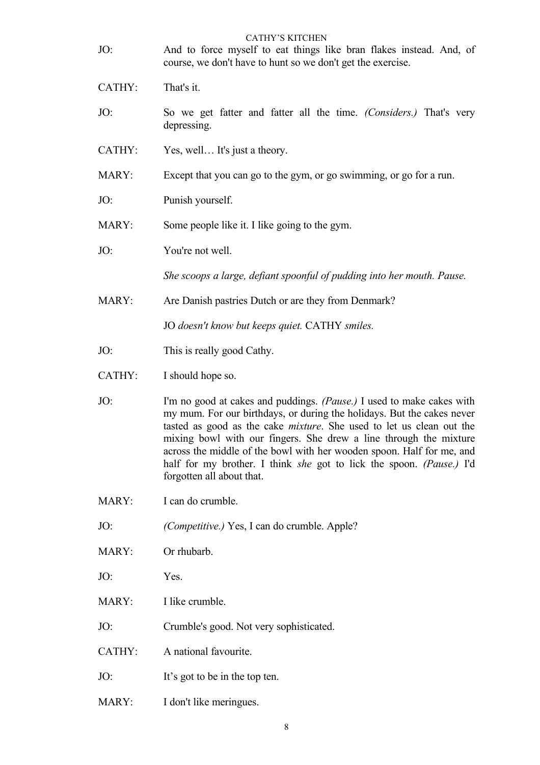JO: And to force myself to eat things like bran flakes instead. And, of course, we don't have to hunt so we don't get the exercise.

CATHY: That's it.

JO: So we get fatter and fatter all the time. *(Considers.)* That's very depressing.

CATHY: Yes, well… It's just a theory.

MARY: Except that you can go to the gym, or go swimming, or go for a run.

JO: Punish yourself.

MARY: Some people like it. I like going to the gym.

JO: You're not well.

*She scoops a large, defiant spoonful of pudding into her mouth. Pause.*

MARY: Are Danish pastries Dutch or are they from Denmark?

JO *doesn't know but keeps quiet.* CATHY *smiles.*

JO: This is really good Cathy.

CATHY: I should hope so.

JO: I'm no good at cakes and puddings. *(Pause.)* I used to make cakes with my mum. For our birthdays, or during the holidays. But the cakes never tasted as good as the cake *mixture*. She used to let us clean out the mixing bowl with our fingers. She drew a line through the mixture across the middle of the bowl with her wooden spoon. Half for me, and half for my brother. I think *she* got to lick the spoon. *(Pause.)* I'd forgotten all about that.

MARY: I can do crumble.

JO: *(Competitive.)* Yes, I can do crumble. Apple?

MARY: Or rhubarb.

JO: Yes.

MARY: I like crumble.

JO: Crumble's good. Not very sophisticated.

CATHY: A national favourite.

JO: It's got to be in the top ten.

MARY: I don't like meringues.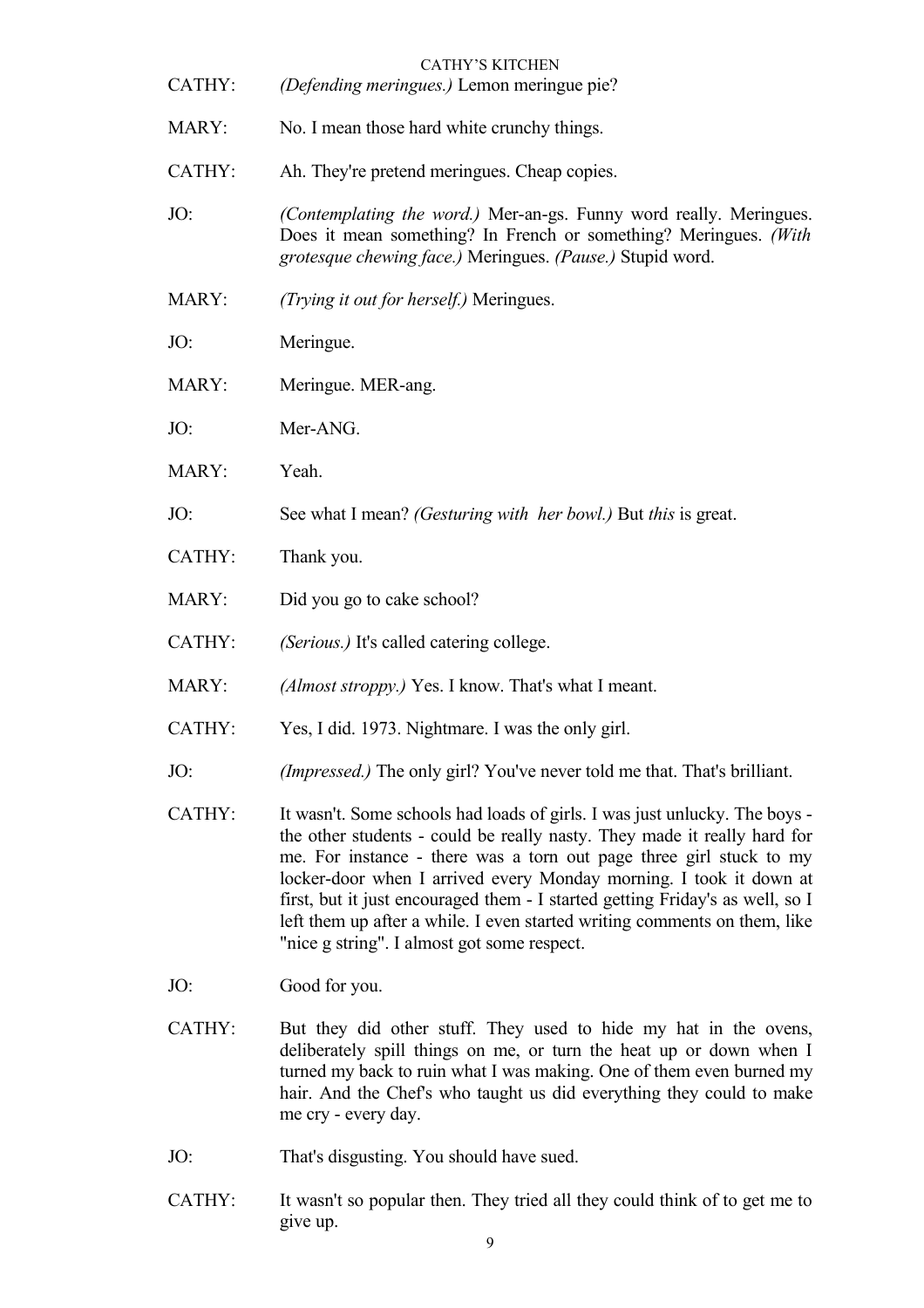CATHY: *(Defending meringues.)* Lemon meringue pie?

MARY: No. I mean those hard white crunchy things.

CATHY: Ah. They're pretend meringues. Cheap copies.

JO: *(Contemplating the word.)* Mer-an-gs. Funny word really. Meringues. Does it mean something? In French or something? Meringues. *(With grotesque chewing face.)* Meringues. *(Pause.)* Stupid word.

MARY: *(Trying it out for herself.)* Meringues.

JO: Meringue.

MARY: Meringue. MER-ang.

JO: Mer-ANG.

MARY: Yeah.

JO: See what I mean? *(Gesturing with her bowl.)* But *this* is great.

CATHY: Thank you.

MARY: Did you go to cake school?

CATHY: *(Serious.)* It's called catering college.

MARY: *(Almost stroppy.)* Yes. I know. That's what I meant.

CATHY: Yes, I did. 1973. Nightmare. I was the only girl.

JO: *(Impressed.)* The only girl? You've never told me that. That's brilliant.

CATHY: It wasn't. Some schools had loads of girls. I was just unlucky. The boys - the other students - could be really nasty. They made it really hard for me. For instance - there was a torn out page three girl stuck to my locker-door when I arrived every Monday morning. I took it down at first, but it just encouraged them - I started getting Friday's as well, so I left them up after a while. I even started writing comments on them, like "nice g string". I almost got some respect.

JO: Good for you.

CATHY: But they did other stuff. They used to hide my hat in the ovens, deliberately spill things on me, or turn the heat up or down when I turned my back to ruin what I was making. One of them even burned my hair. And the Chef's who taught us did everything they could to make me cry - every day.

JO: That's disgusting. You should have sued.

CATHY: It wasn't so popular then. They tried all they could think of to get me to give up.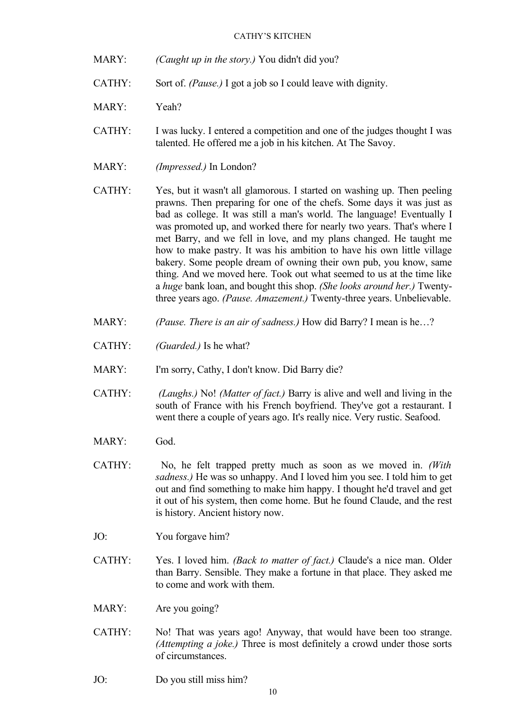MARY: *(Caught up in the story.)* You didn't did you?

CATHY: Sort of. *(Pause.)* I got a job so I could leave with dignity.

MARY: Yeah?

CATHY: I was lucky. I entered a competition and one of the judges thought I was talented. He offered me a job in his kitchen. At The Savoy.

MARY: *(Impressed.)* In London?

CATHY: Yes, but it wasn't all glamorous. I started on washing up. Then peeling prawns. Then preparing for one of the chefs. Some days it was just as bad as college. It was still a man's world. The language! Eventually I was promoted up, and worked there for nearly two years. That's where I met Barry, and we fell in love, and my plans changed. He taught me how to make pastry. It was his ambition to have his own little village bakery. Some people dream of owning their own pub, you know, same thing. And we moved here. Took out what seemed to us at the time like a *huge* bank loan, and bought this shop. *(She looks around her.)* Twenty-three years ago. *(Pause. Amazement.)* Twenty-three years. Unbelievable.

MARY: *(Pause. There is an air of sadness.)* How did Barry? I mean is he…?

CATHY: *(Guarded.)* Is he what?

MARY: I'm sorry, Cathy, I don't know. Did Barry die?

CATHY: *(Laughs.)* No! *(Matter of fact.)* Barry is alive and well and living in the south of France with his French boyfriend. They've got a restaurant. I went there a couple of years ago. It's really nice. Very rustic. Seafood.

MARY: God.

CATHY: No, he felt trapped pretty much as soon as we moved in. *(With sadness.)* He was so unhappy. And I loved him you see. I told him to get out and find something to make him happy. I thought he'd travel and get it out of his system, then come home. But he found Claude, and the rest is history. Ancient history now.

JO: You forgave him?

CATHY: Yes. I loved him. *(Back to matter of fact.)* Claude's a nice man. Older than Barry. Sensible. They make a fortune in that place. They asked me to come and work with them.

MARY: Are you going?

CATHY: No! That was years ago! Anyway, that would have been too strange. *(Attempting a joke.)* Three is most definitely a crowd under those sorts of circumstances.

JO: Do you still miss him?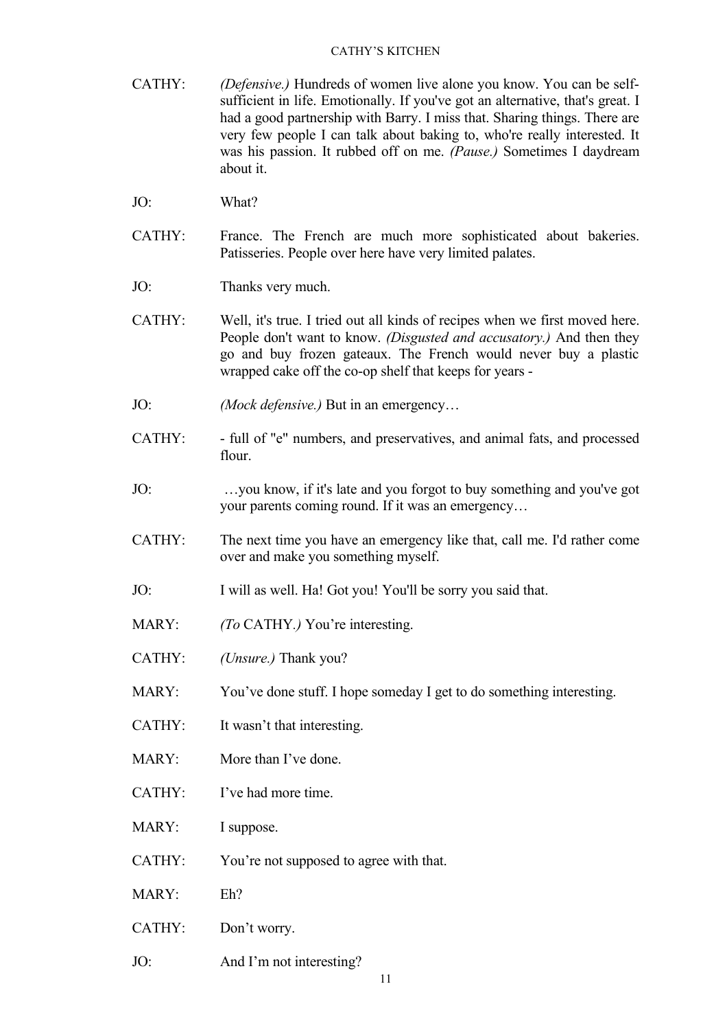CATHY: *(Defensive.)* Hundreds of women live alone you know. You can be self-sufficient in life. Emotionally. If you've got an alternative, that's great. I had a good partnership with Barry. I miss that. Sharing things. There are very few people I can talk about baking to, who're really interested. It was his passion. It rubbed off on me. *(Pause.)* Sometimes I daydream about it.

JO: What?

CATHY: France. The French are much more sophisticated about bakeries. Patisseries. People over here have very limited palates.

JO: Thanks very much.

CATHY: Well, it's true. I tried out all kinds of recipes when we first moved here. People don't want to know. *(Disgusted and accusatory.)* And then they go and buy frozen gateaux. The French would never buy a plastic wrapped cake off the co-op shelf that keeps for years -

JO: *(Mock defensive.)* But in an emergency…

CATHY: - full of "e" numbers, and preservatives, and animal fats, and processed flour.

JO: …you know, if it's late and you forgot to buy something and you've got your parents coming round. If it was an emergency…

CATHY: The next time you have an emergency like that, call me. I'd rather come over and make you something myself.

JO: I will as well. Ha! Got you! You'll be sorry you said that.

MARY: *(To* CATHY.*)* You're interesting.

CATHY: *(Unsure.)* Thank you?

MARY: You've done stuff. I hope someday I get to do something interesting.

CATHY: It wasn't that interesting.

MARY: More than I've done.

CATHY: I've had more time.

MARY: I suppose.

CATHY: You're not supposed to agree with that.

MARY: Eh?

CATHY: Don't worry.

JO: And I'm not interesting?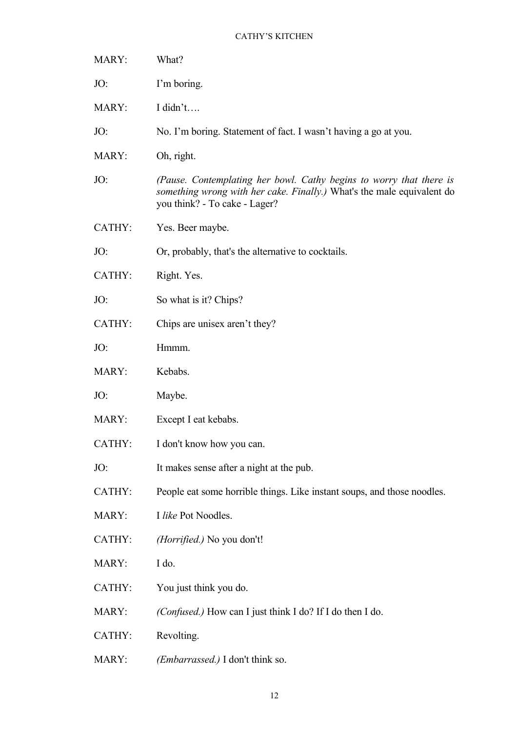MARY: What?

JO: I'm boring.

MARY: I didn't….

JO: No. I'm boring. Statement of fact. I wasn't having a go at you.

MARY: Oh, right.

JO: *(Pause. Contemplating her bowl. Cathy begins to worry that there is something wrong with her cake. Finally.)* What's the male equivalent do you think? - To cake - Lager?

CATHY: Yes. Beer maybe.

JO: Or, probably, that's the alternative to cocktails.

CATHY: Right. Yes.

JO: So what is it? Chips?

CATHY: Chips are unisex aren't they?

JO: Hmmm.

MARY: Kebabs.

JO: Maybe.

MARY: Except I eat kebabs.

CATHY: I don't know how you can.

JO: It makes sense after a night at the pub.

CATHY: People eat some horrible things. Like instant soups, and those noodles.

MARY: I *like* Pot Noodles.

CATHY: *(Horrified.)* No you don't!

MARY: I do.

CATHY: You just think you do.

MARY: *(Confused.)* How can I just think I do? If I do then I do.

CATHY: Revolting.

MARY: *(Embarrassed.)* I don't think so.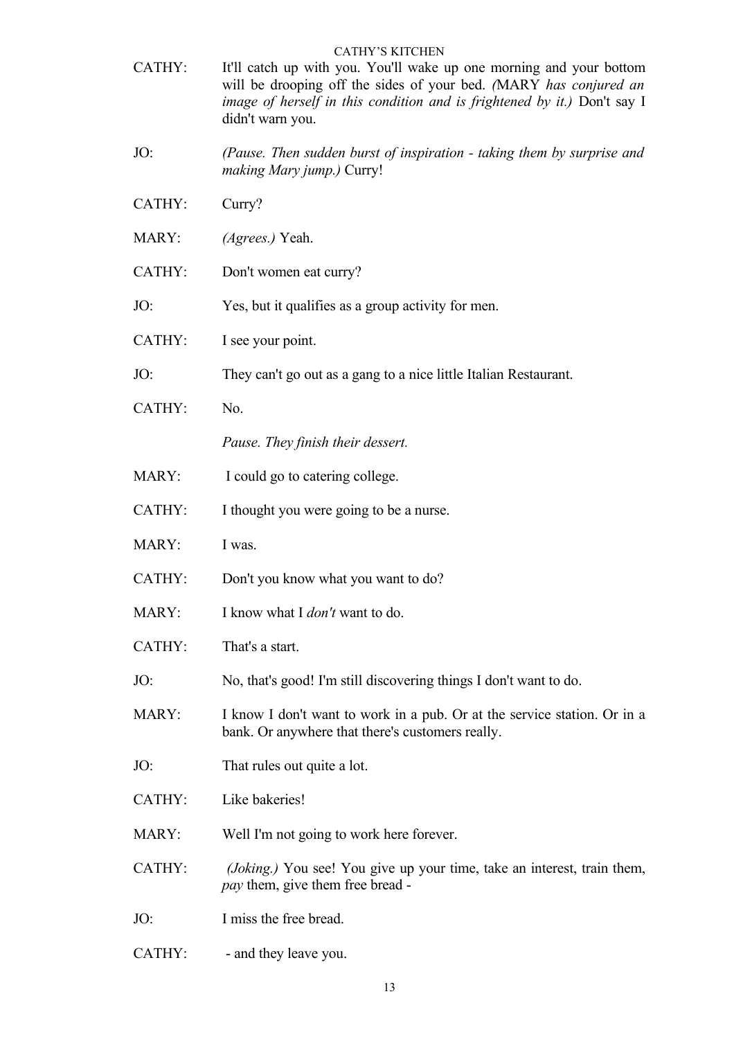CATHY: It'll catch up with you. You'll wake up one morning and your bottom will be drooping off the sides of your bed. *(*MARY *has conjured an image of herself in this condition and is frightened by it.)* Don't say I didn't warn you.

JO: *(Pause. Then sudden burst of inspiration - taking them by surprise and making Mary jump.)* Curry!

CATHY: Curry?

MARY: *(Agrees.)* Yeah.

CATHY: Don't women eat curry?

JO: Yes, but it qualifies as a group activity for men.

CATHY: I see your point.

JO: They can't go out as a gang to a nice little Italian Restaurant.

CATHY: No.

*Pause. They finish their dessert.*

MARY: I could go to catering college.

CATHY: I thought you were going to be a nurse.

MARY: I was.

CATHY: Don't you know what you want to do?

MARY: I know what I *don't* want to do.

CATHY: That's a start.

JO: No, that's good! I'm still discovering things I don't want to do.

MARY: I know I don't want to work in a pub. Or at the service station. Or in a bank. Or anywhere that there's customers really.

JO: That rules out quite a lot.

CATHY: Like bakeries!

MARY: Well I'm not going to work here forever.

CATHY: *(Joking.)* You see! You give up your time, take an interest, train them, *pay* them, give them free bread -

JO: I miss the free bread.

CATHY: - and they leave you.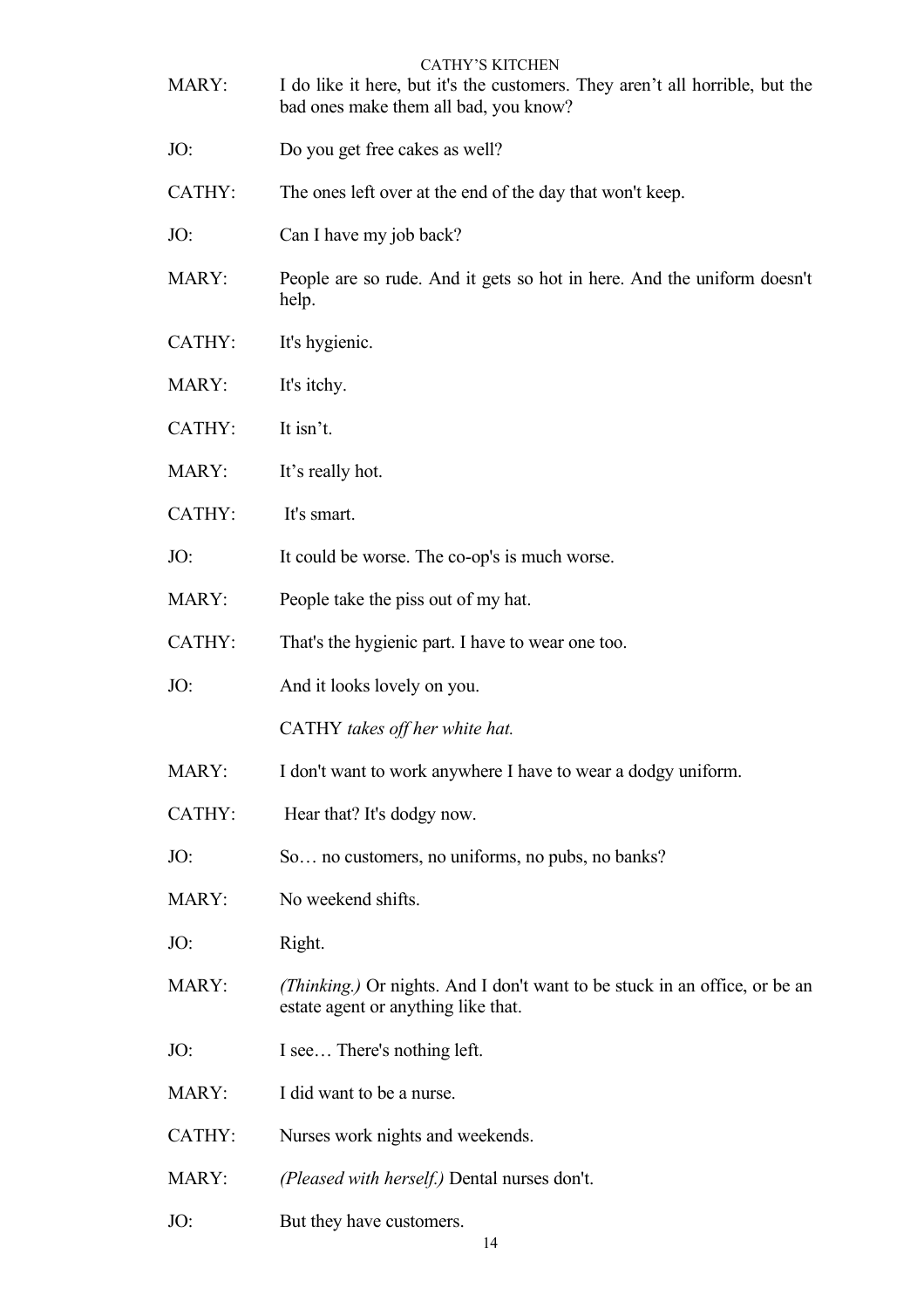MARY: I do like it here, but it's the customers. They aren't all horrible, but the bad ones make them all bad, you know?

JO: Do you get free cakes as well?

CATHY: The ones left over at the end of the day that won't keep.

JO: Can I have my job back?

MARY: People are so rude. And it gets so hot in here. And the uniform doesn't help.

CATHY: It's hygienic.

MARY: It's itchy.

CATHY: It isn't.

MARY: It's really hot.

CATHY: It's smart.

JO: It could be worse. The co-op's is much worse.

MARY: People take the piss out of my hat.

CATHY: That's the hygienic part. I have to wear one too.

JO: And it looks lovely on you.

CATHY *takes off her white hat.*

MARY: I don't want to work anywhere I have to wear a dodgy uniform.

CATHY: Hear that? It's dodgy now.

JO: So… no customers, no uniforms, no pubs, no banks?

MARY: No weekend shifts.

JO: Right.

MARY: *(Thinking.)* Or nights. And I don't want to be stuck in an office, or be an estate agent or anything like that.

JO: I see… There's nothing left.

MARY: I did want to be a nurse.

CATHY: Nurses work nights and weekends.

MARY: *(Pleased with herself.)* Dental nurses don't.

JO: But they have customers.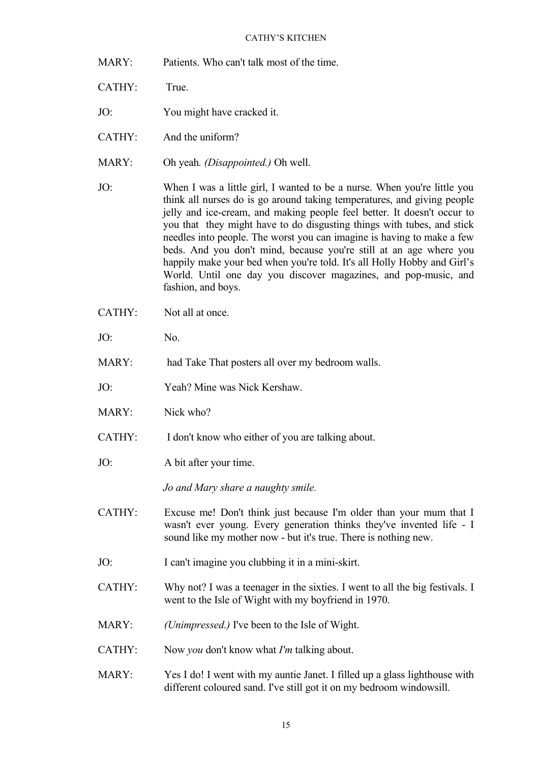MARY: Patients. Who can't talk most of the time.

CATHY: True.

JO: You might have cracked it.

CATHY: And the uniform?

MARY: Oh yeah. *(Disappointed.)* Oh well.

JO: When I was a little girl, I wanted to be a nurse. When you're little you think all nurses do is go around taking temperatures, and giving people jelly and ice-cream, and making people feel better. It doesn't occur to you that they might have to do disgusting things with tubes, and stick needles into people. The worst you can imagine is having to make a few beds. And you don't mind, because you're still at an age where you happily make your bed when you're told. It's all Holly Hobby and Girl's World. Until one day you discover magazines, and pop-music, and fashion, and boys.

CATHY: Not all at once.

JO: No.

MARY: had Take That posters all over my bedroom walls.

JO: Yeah? Mine was Nick Kershaw.

MARY: Nick who?

CATHY: I don't know who either of you are talking about.

JO: A bit after your time.

*Jo and Mary share a naughty smile.*

CATHY: Excuse me! Don't think just because I'm older than your mum that I wasn't ever young. Every generation thinks they've invented life - I sound like my mother now - but it's true. There is nothing new.

JO: I can't imagine you clubbing it in a mini-skirt.

CATHY: Why not? I was a teenager in the sixties. I went to all the big festivals. I went to the Isle of Wight with my boyfriend in 1970.

MARY: *(Unimpressed.)* I've been to the Isle of Wight.

CATHY: Now *you* don't know what *I'm* talking about.

MARY: Yes I do! I went with my auntie Janet. I filled up a glass lighthouse with different coloured sand. I've still got it on my bedroom windowsill.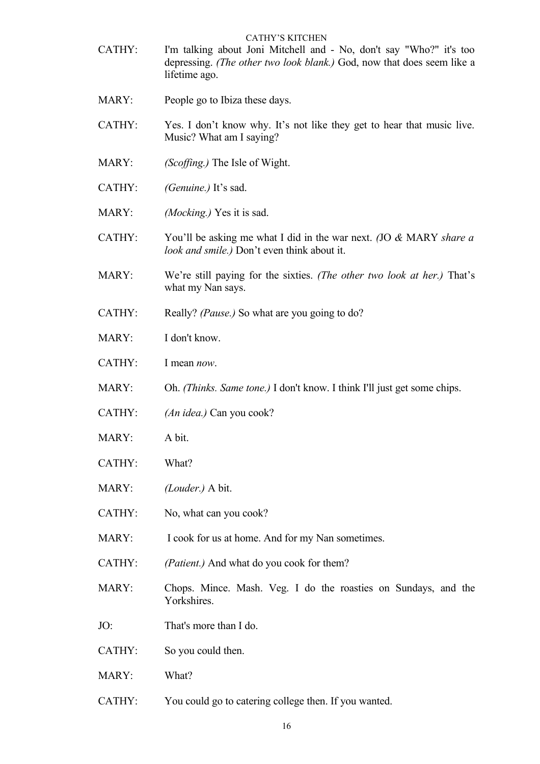CATHY: I'm talking about Joni Mitchell and - No, don't say "Who?" it's too depressing. *(The other two look blank.)* God, now that does seem like a lifetime ago.

MARY: People go to Ibiza these days.

CATHY: Yes. I don't know why. It's not like they get to hear that music live. Music? What am I saying?

MARY: *(Scoffing.)* The Isle of Wight.

CATHY: *(Genuine.)* It's sad.

MARY: *(Mocking.)* Yes it is sad.

CATHY: You'll be asking me what I did in the war next. *(*JO *&* MARY *share a look and smile.)* Don't even think about it.

MARY: We're still paying for the sixties. *(The other two look at her.)* That's what my Nan says.

CATHY: Really? *(Pause.)* So what are you going to do?

MARY: I don't know.

CATHY: I mean *now*.

MARY: Oh. *(Thinks. Same tone.)* I don't know. I think I'll just get some chips.

CATHY: *(An idea.)* Can you cook?

MARY: A bit.

CATHY: What?

MARY: *(Louder.)* A bit.

CATHY: No, what can you cook?

MARY: I cook for us at home. And for my Nan sometimes.

CATHY: *(Patient.)* And what do you cook for them?

MARY: Chops. Mince. Mash. Veg. I do the roasties on Sundays, and the Yorkshires.

JO: That's more than I do.

CATHY: So you could then.

MARY: What?

CATHY: You could go to catering college then. If you wanted.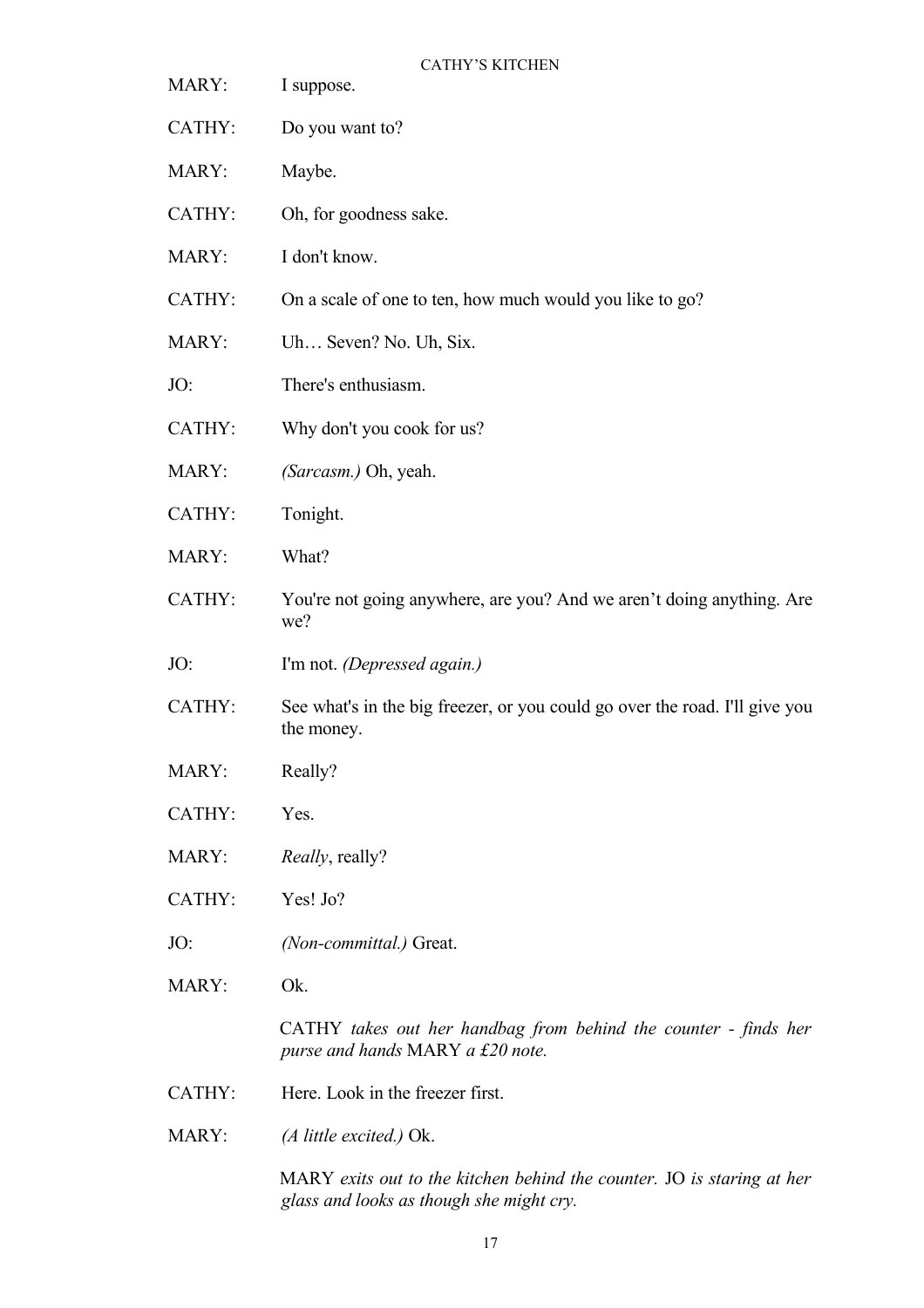MARY: I suppose.

CATHY: Do you want to?

MARY: Maybe.

CATHY: Oh, for goodness sake.

MARY: I don't know.

CATHY: On a scale of one to ten, how much would you like to go?

MARY: Uh… Seven? No. Uh, Six.

JO: There's enthusiasm.

CATHY: Why don't you cook for us?

MARY: *(Sarcasm.)* Oh, yeah.

CATHY: Tonight.

MARY: What?

CATHY: You're not going anywhere, are you? And we aren't doing anything. Are we?

JO: I'm not. *(Depressed again.)*

CATHY: See what's in the big freezer, or you could go over the road. I'll give you the money.

MARY: Really?

CATHY: Yes.

MARY: *Really*, really?

CATHY: Yes! Jo?

JO: *(Non-committal.)* Great.

MARY: Ok.

CATHY *takes out her handbag from behind the counter - finds her purse and hands* MARY *a £20 note.*

CATHY: Here. Look in the freezer first.

MARY: *(A little excited.)* Ok.

MARY *exits out to the kitchen behind the counter.* JO *is staring at her glass and looks as though she might cry.*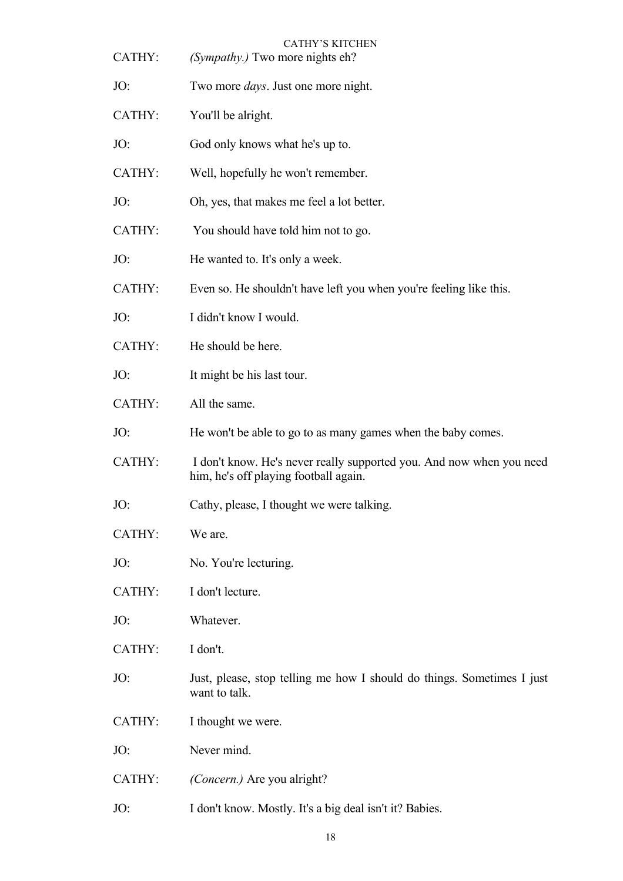CATHY: *(Sympathy.)* Two more nights eh?

JO: Two more *days*. Just one more night.

CATHY: You'll be alright.

JO: God only knows what he's up to.

CATHY: Well, hopefully he won't remember.

JO: Oh, yes, that makes me feel a lot better.

CATHY: You should have told him not to go.

JO: He wanted to. It's only a week.

CATHY: Even so. He shouldn't have left you when you're feeling like this.

JO: I didn't know I would.

CATHY: He should be here.

JO: It might be his last tour.

CATHY: All the same.

JO: He won't be able to go to as many games when the baby comes.

CATHY: I don't know. He's never really supported you. And now when you need him, he's off playing football again.

JO: Cathy, please, I thought we were talking.

CATHY: We are.

JO: No. You're lecturing.

CATHY: I don't lecture.

JO: Whatever.

CATHY: I don't.

JO: Just, please, stop telling me how I should do things. Sometimes I just want to talk.

CATHY: I thought we were.

JO: Never mind.

CATHY: *(Concern.)* Are you alright?

JO: I don't know. Mostly. It's a big deal isn't it? Babies.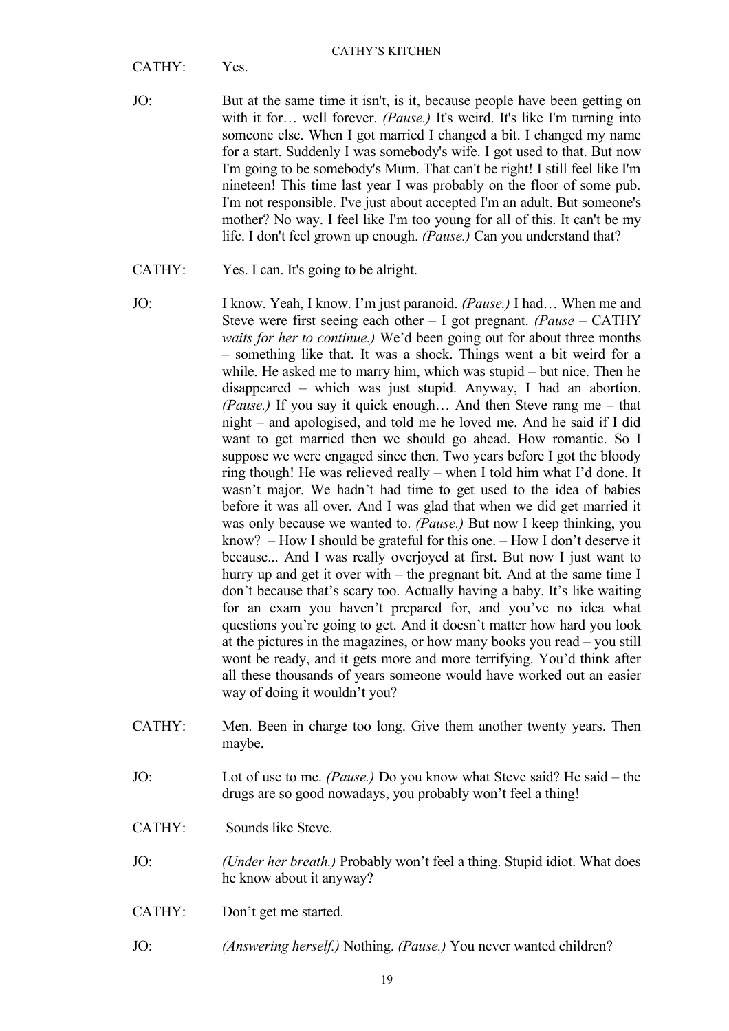CATHY: Yes.

JO: But at the same time it isn't, is it, because people have been getting on with it for… well forever. *(Pause.)* It's weird. It's like I'm turning into someone else. When I got married I changed a bit. I changed my name for a start. Suddenly I was somebody's wife. I got used to that. But now I'm going to be somebody's Mum. That can't be right! I still feel like I'm nineteen! This time last year I was probably on the floor of some pub. I'm not responsible. I've just about accepted I'm an adult. But someone's mother? No way. I feel like I'm too young for all of this. It can't be my life. I don't feel grown up enough. *(Pause.)* Can you understand that?

CATHY: Yes. I can. It's going to be alright.

JO: I know. Yeah, I know. I'm just paranoid. *(Pause.)* I had… When me and Steve were first seeing each other – I got pregnant. *(Pause – CATHY waits for her to continue.)* We'd been going out for about three months – something like that. It was a shock. Things went a bit weird for a while. He asked me to marry him, which was stupid – but nice. Then he disappeared – which was just stupid. Anyway, I had an abortion. *(Pause.)* If you say it quick enough… And then Steve rang me – that night – and apologised, and told me he loved me. And he said if I did want to get married then we should go ahead. How romantic. So I suppose we were engaged since then. Two years before I got the bloody ring though! He was relieved really – when I told him what I'd done. It wasn't major. We hadn't had time to get used to the idea of babies before it was all over. And I was glad that when we did get married it was only because we wanted to. *(Pause.)* But now I keep thinking, you know? – How I should be grateful for this one. – How I don't deserve it because... And I was really overjoyed at first. But now I just want to hurry up and get it over with – the pregnant bit. And at the same time I don't because that's scary too. Actually having a baby. It's like waiting for an exam you haven't prepared for, and you've no idea what questions you're going to get. And it doesn't matter how hard you look at the pictures in the magazines, or how many books you read – you still wont be ready, and it gets more and more terrifying. You'd think after all these thousands of years someone would have worked out an easier way of doing it wouldn't you?

CATHY: Men. Been in charge too long. Give them another twenty years. Then maybe.

JO: Lot of use to me. *(Pause.)* Do you know what Steve said? He said – the drugs are so good nowadays, you probably won't feel a thing!

CATHY: Sounds like Steve.

JO: *(Under her breath.)* Probably won't feel a thing. Stupid idiot. What does he know about it anyway?

CATHY: Don't get me started.

JO: *(Answering herself.)* Nothing. *(Pause.)* You never wanted children?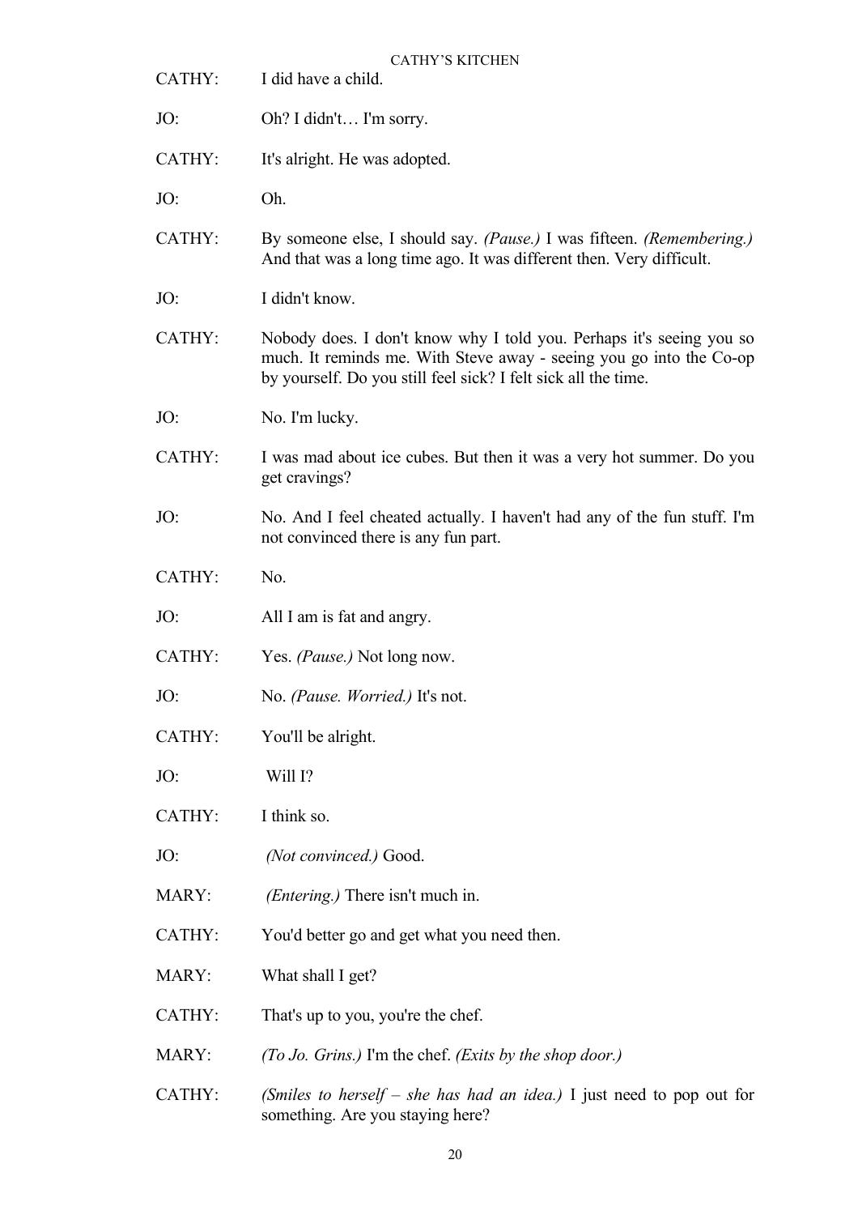CATHY: I did have a child.

JO: Oh? I didn't… I'm sorry.

CATHY: It's alright. He was adopted.

JO: Oh.

CATHY: By someone else, I should say. *(Pause.)* I was fifteen. *(Remembering.)* And that was a long time ago. It was different then. Very difficult.

JO: I didn't know.

CATHY: Nobody does. I don't know why I told you. Perhaps it's seeing you so much. It reminds me. With Steve away - seeing you go into the Co-op by yourself. Do you still feel sick? I felt sick all the time.

JO: No. I'm lucky.

CATHY: I was mad about ice cubes. But then it was a very hot summer. Do you get cravings?

JO: No. And I feel cheated actually. I haven't had any of the fun stuff. I'm not convinced there is any fun part.

CATHY: No.

JO: All I am is fat and angry.

CATHY: Yes. *(Pause.)* Not long now.

JO: No. *(Pause. Worried.)* It's not.

CATHY: You'll be alright.

JO: Will I?

CATHY: I think so.

JO: *(Not convinced.)* Good.

MARY: *(Entering.)* There isn't much in.

CATHY: You'd better go and get what you need then.

MARY: What shall I get?

CATHY: That's up to you, you're the chef.

MARY: *(To Jo. Grins.)* I'm the chef. *(Exits by the shop door.)*

CATHY: *(Smiles to herself – she has had an idea.)* I just need to pop out for something. Are you staying here?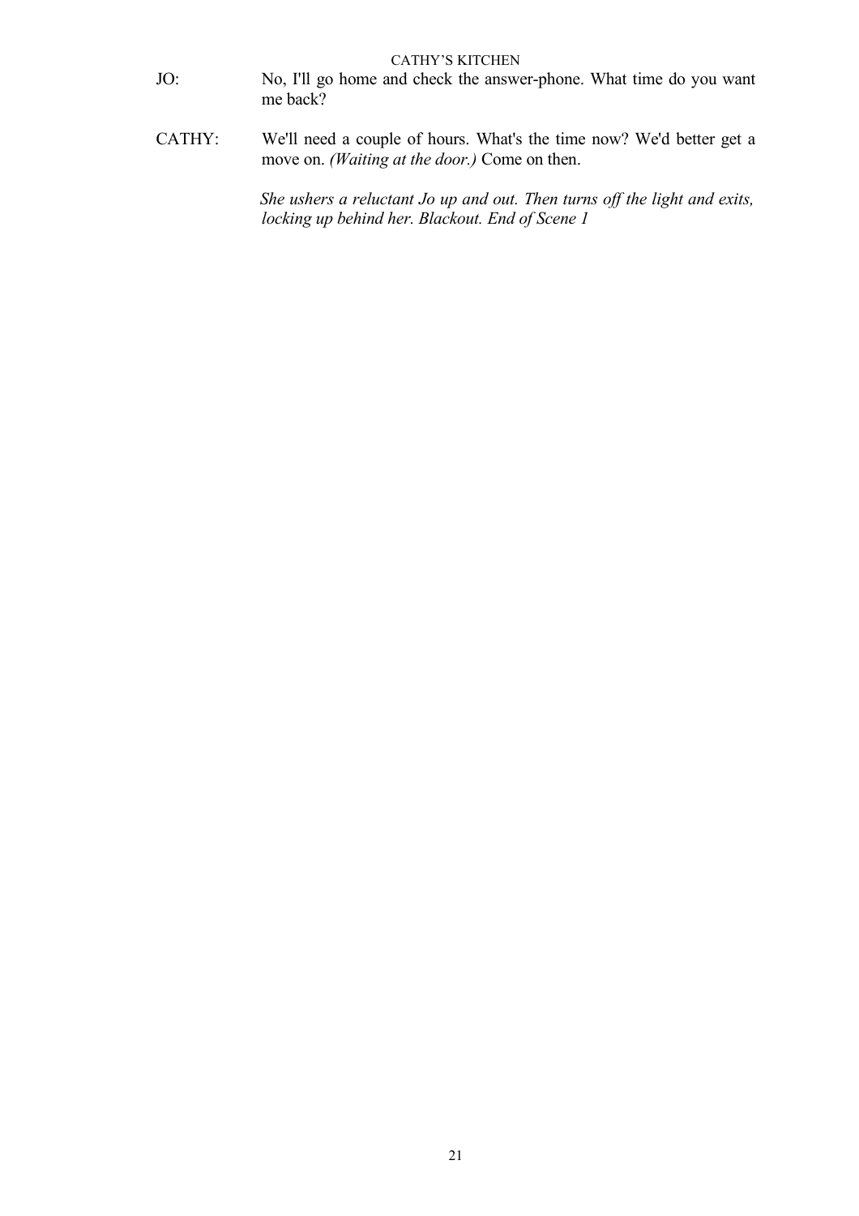JO: No, I'll go home and check the answer-phone. What time do you want me back?

CATHY: We'll need a couple of hours. What's the time now? We'd better get a move on. *(Waiting at the door.)* Come on then.

*She ushers a reluctant Jo up and out. Then turns off the light and exits, locking up behind her. Blackout. End of Scene 1*